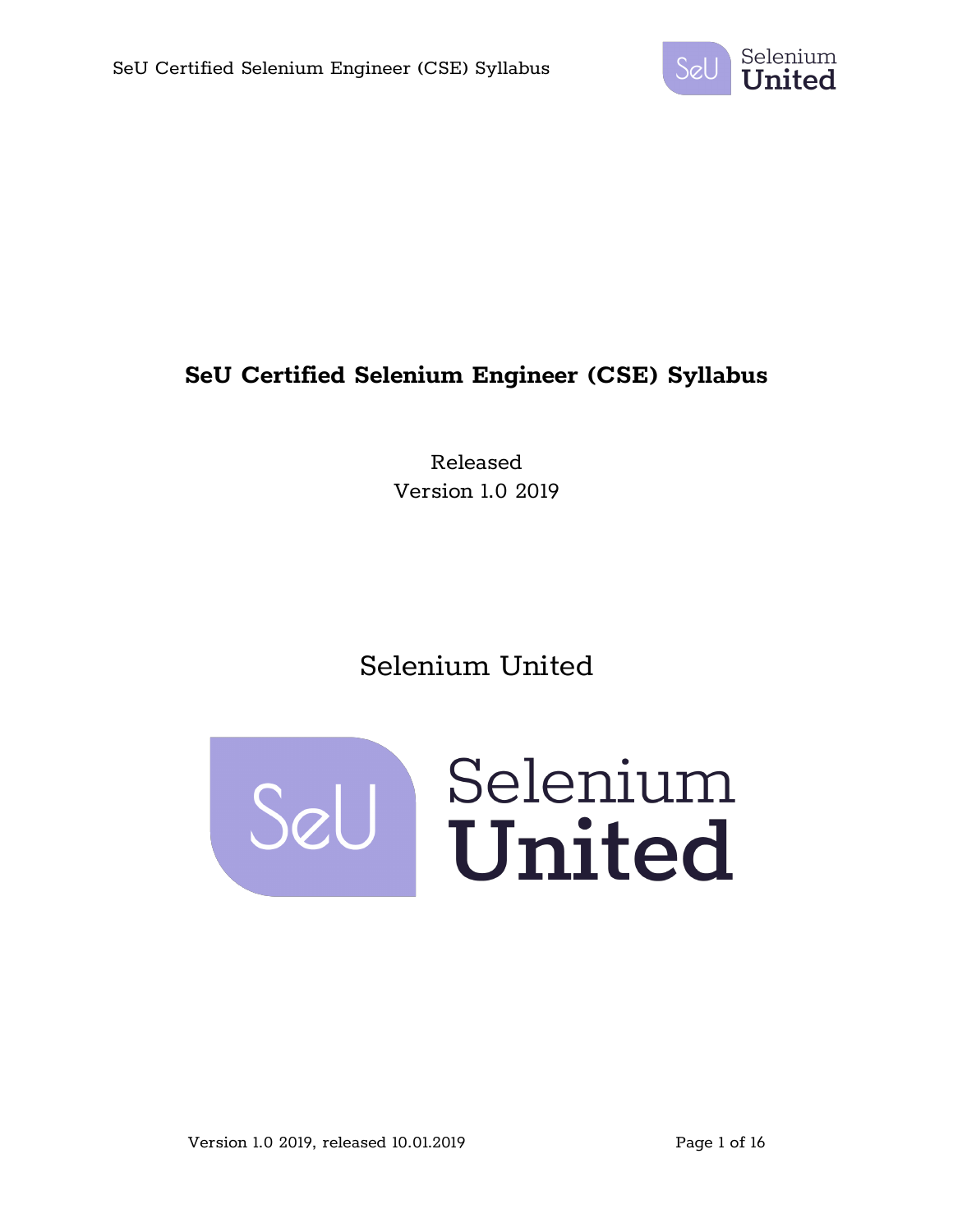# SeU Certified Selenium Engineer (CSE) Syllabus

Released

Version 1.0 2019

Selenium United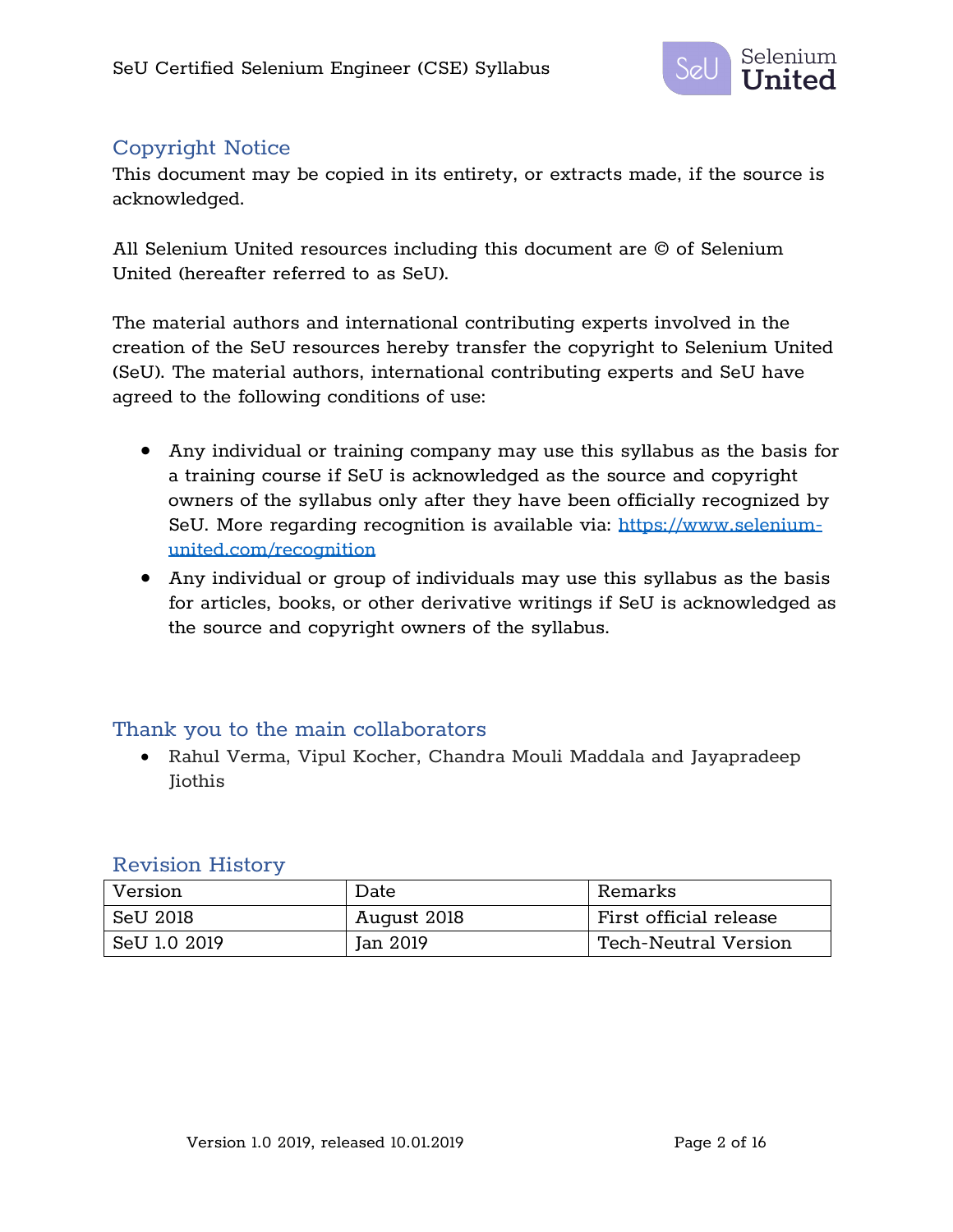## Copyright Notice

This document may be copied in its entirety, or extracts made, if the source is acknowledged.

All Selenium United resources including this document are © of Selenium United (hereafter referred to as SeU).

The material authors and international contributing experts involved in the creation of the SeU resources hereby transfer the copyright to Selenium United (SeU). The material authors, international contributing experts and SeU have agreed to the following conditions of use:

- Any individual or training company may use this syllabus as the basis for a training course if SeU is acknowledged as the source and copyright owners of the syllabus only after they have been officially recognized by SeU. More regarding recognition is available via: [https://www.selenium-united.com/recognition](https://www.selenium-united.com/recognition)
- Any individual or group of individuals may use this syllabus as the basis for articles, books, or other derivative writings if SeU is acknowledged as the source and copyright owners of the syllabus.

## Thank you to the main collaborators

- Rahul Verma, Vipul Kocher, Chandra Mouli Maddala and Jayapradeep Jiothis

## Revision History

| Version | Date | Remarks |
| --- | --- | --- |
| SeU 2018 | August 2018 | First official release |
| SeU 1.0 2019 | Jan 2019 | Tech-Neutral Version |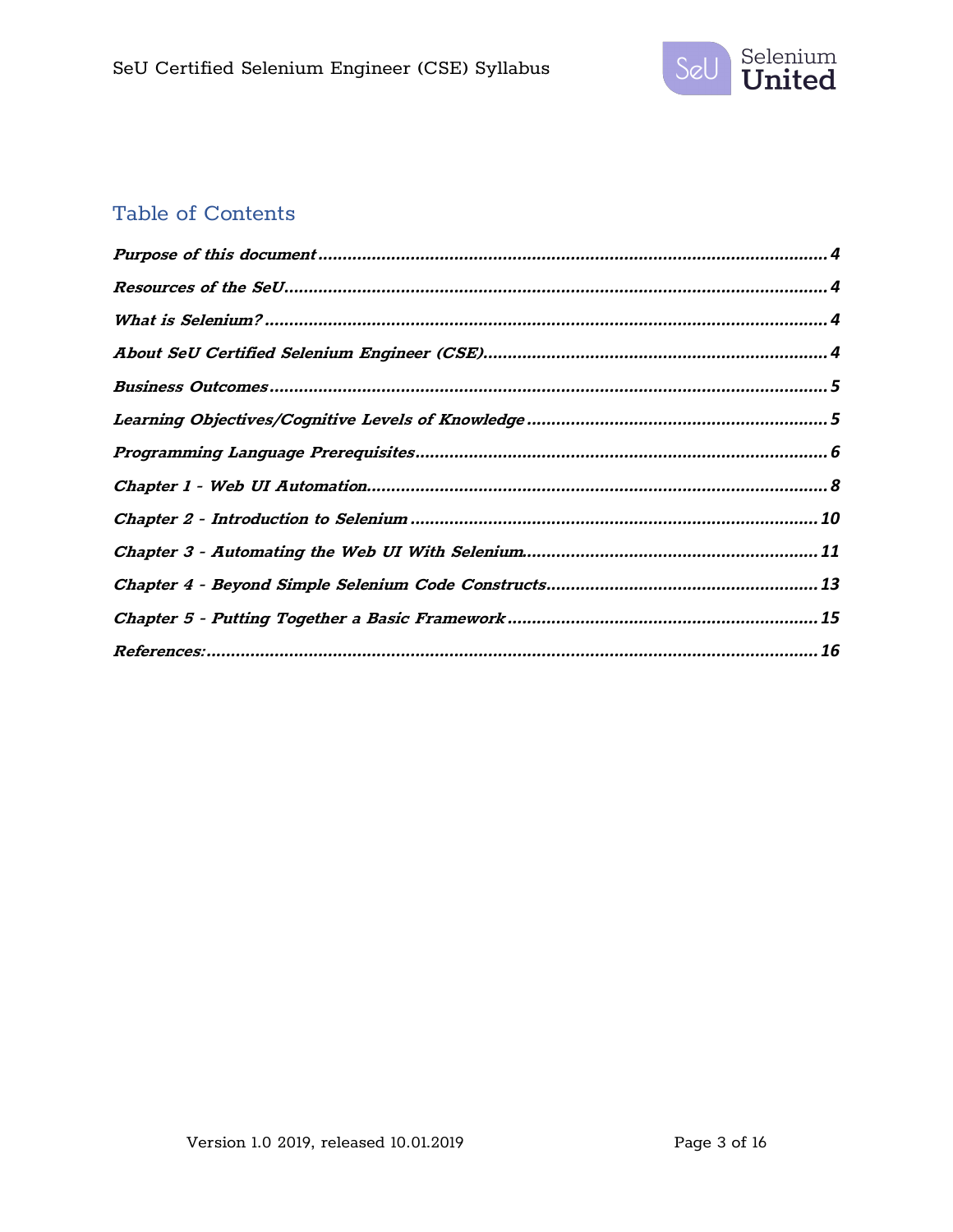## Table of Contents

*Purpose of this document* ........ 4

*Resources of the SeU* ........ 4

*What is Selenium?* ........ 4

*About SeU Certified Selenium Engineer (CSE)* ........ 4

*Business Outcomes* ........ 5

*Learning Objectives/Cognitive Levels of Knowledge* ........ 5

*Programming Language Prerequisites* ........ 6

*Chapter 1 - Web UI Automation* ........ 8

*Chapter 2 - Introduction to Selenium* ........ 10

*Chapter 3 - Automating the Web UI With Selenium* ........ 11

*Chapter 4 - Beyond Simple Selenium Code Constructs* ........ 13

*Chapter 5 - Putting Together a Basic Framework* ........ 15

*References:* ........ 16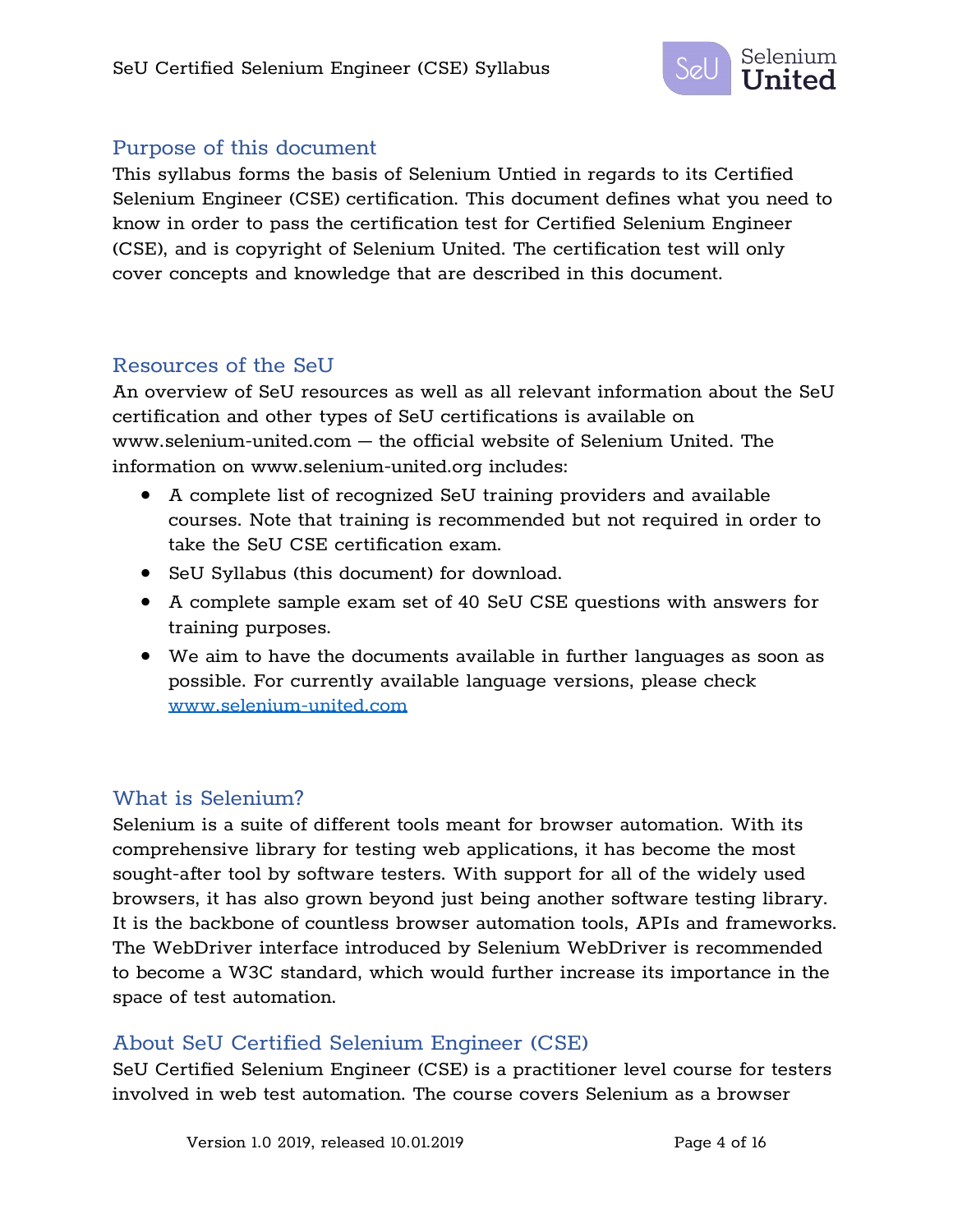## Purpose of this document

This syllabus forms the basis of Selenium Untied in regards to its Certified Selenium Engineer (CSE) certification. This document defines what you need to know in order to pass the certification test for Certified Selenium Engineer (CSE), and is copyright of Selenium United. The certification test will only cover concepts and knowledge that are described in this document.

## Resources of the SeU

An overview of SeU resources as well as all relevant information about the SeU certification and other types of SeU certifications is available on www.selenium-united.com — the official website of Selenium United. The information on www.selenium-united.org includes:

- A complete list of recognized SeU training providers and available courses. Note that training is recommended but not required in order to take the SeU CSE certification exam.
- SeU Syllabus (this document) for download.
- A complete sample exam set of 40 SeU CSE questions with answers for training purposes.
- We aim to have the documents available in further languages as soon as possible. For currently available language versions, please check www.selenium-united.com

## What is Selenium?

Selenium is a suite of different tools meant for browser automation. With its comprehensive library for testing web applications, it has become the most sought-after tool by software testers. With support for all of the widely used browsers, it has also grown beyond just being another software testing library. It is the backbone of countless browser automation tools, APIs and frameworks. The WebDriver interface introduced by Selenium WebDriver is recommended to become a W3C standard, which would further increase its importance in the space of test automation.

## About SeU Certified Selenium Engineer (CSE)

SeU Certified Selenium Engineer (CSE) is a practitioner level course for testers involved in web test automation. The course covers Selenium as a browser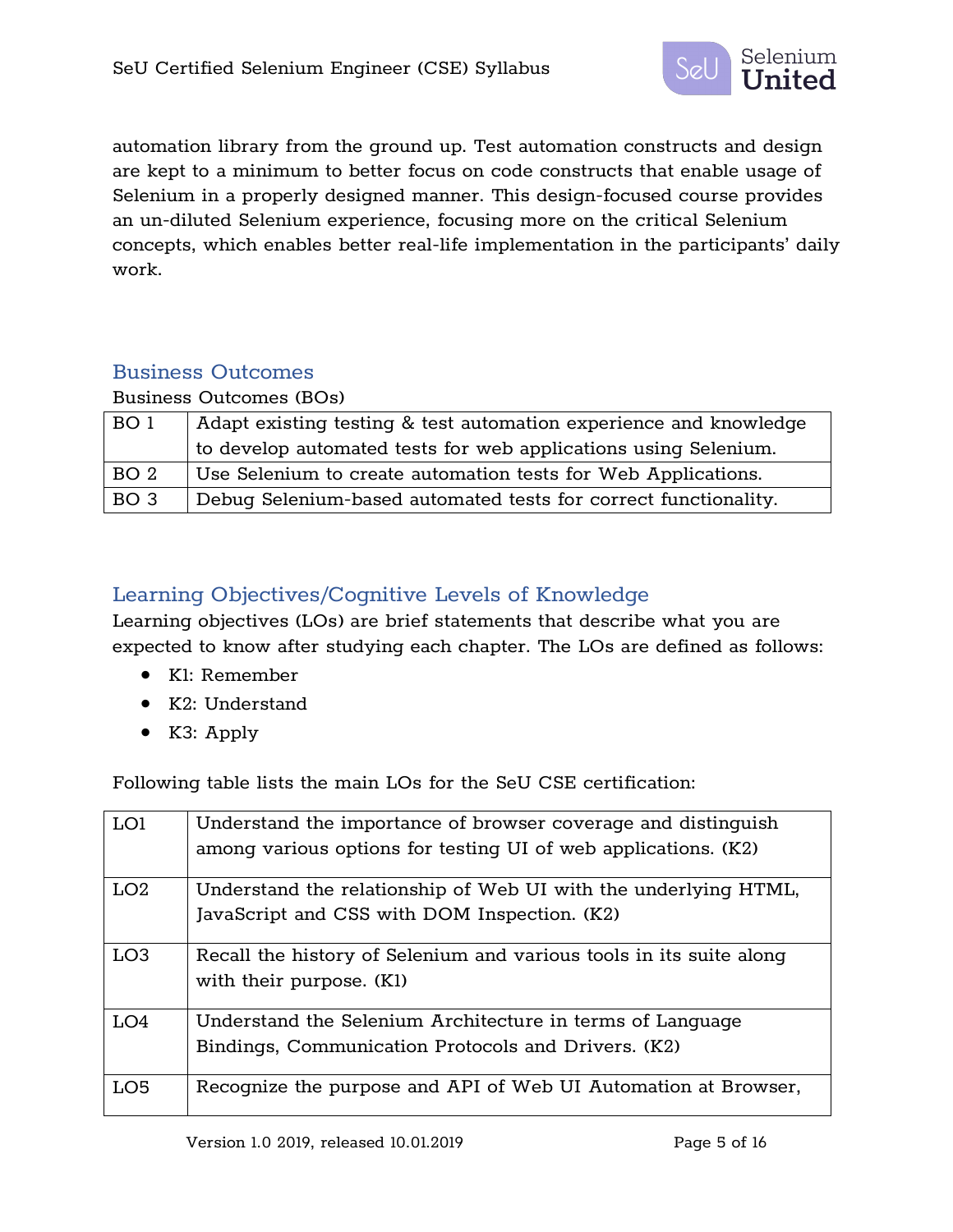automation library from the ground up. Test automation constructs and design are kept to a minimum to better focus on code constructs that enable usage of Selenium in a properly designed manner. This design-focused course provides an un-diluted Selenium experience, focusing more on the critical Selenium concepts, which enables better real-life implementation in the participants' daily work.

## Business Outcomes

Business Outcomes (BOs)

| | |
|---|---|
| BO 1 | Adapt existing testing & test automation experience and knowledge to develop automated tests for web applications using Selenium. |
| BO 2 | Use Selenium to create automation tests for Web Applications. |
| BO 3 | Debug Selenium-based automated tests for correct functionality. |

## Learning Objectives/Cognitive Levels of Knowledge

Learning objectives (LOs) are brief statements that describe what you are expected to know after studying each chapter. The LOs are defined as follows:

- K1: Remember
- K2: Understand
- K3: Apply

Following table lists the main LOs for the SeU CSE certification:

| | |
|---|---|
| LO1 | Understand the importance of browser coverage and distinguish among various options for testing UI of web applications. (K2) |
| LO2 | Understand the relationship of Web UI with the underlying HTML, JavaScript and CSS with DOM Inspection. (K2) |
| LO3 | Recall the history of Selenium and various tools in its suite along with their purpose. (K1) |
| LO4 | Understand the Selenium Architecture in terms of Language Bindings, Communication Protocols and Drivers. (K2) |
| LO5 | Recognize the purpose and API of Web UI Automation at Browser, |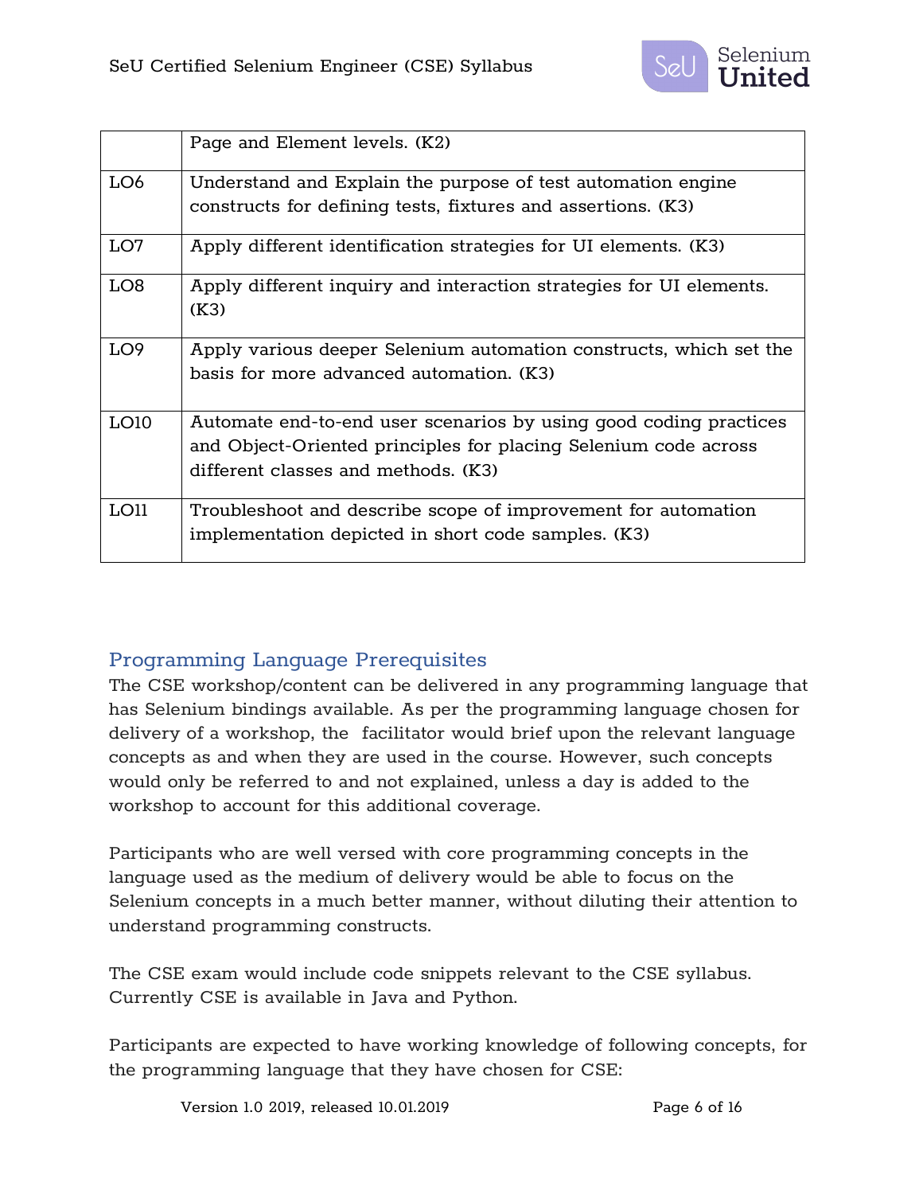| | |
|---|---|
| | Page and Element levels. (K2) |
| LO6 | Understand and Explain the purpose of test automation engine constructs for defining tests, fixtures and assertions. (K3) |
| LO7 | Apply different identification strategies for UI elements. (K3) |
| LO8 | Apply different inquiry and interaction strategies for UI elements. (K3) |
| LO9 | Apply various deeper Selenium automation constructs, which set the basis for more advanced automation. (K3) |
| LO10 | Automate end-to-end user scenarios by using good coding practices and Object-Oriented principles for placing Selenium code across different classes and methods. (K3) |
| LO11 | Troubleshoot and describe scope of improvement for automation implementation depicted in short code samples. (K3) |

## Programming Language Prerequisites

The CSE workshop/content can be delivered in any programming language that has Selenium bindings available. As per the programming language chosen for delivery of a workshop, the facilitator would brief upon the relevant language concepts as and when they are used in the course. However, such concepts would only be referred to and not explained, unless a day is added to the workshop to account for this additional coverage.

Participants who are well versed with core programming concepts in the language used as the medium of delivery would be able to focus on the Selenium concepts in a much better manner, without diluting their attention to understand programming constructs.

The CSE exam would include code snippets relevant to the CSE syllabus. Currently CSE is available in Java and Python.

Participants are expected to have working knowledge of following concepts, for the programming language that they have chosen for CSE: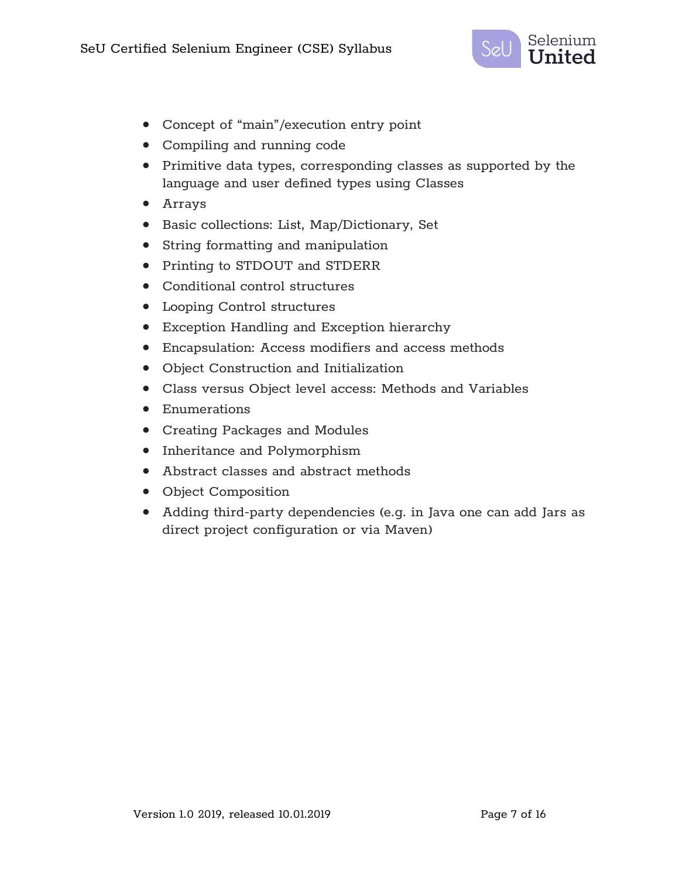- Concept of “main”/execution entry point
- Compiling and running code
- Primitive data types, corresponding classes as supported by the language and user defined types using Classes
- Arrays
- Basic collections: List, Map/Dictionary, Set
- String formatting and manipulation
- Printing to STDOUT and STDERR
- Conditional control structures
- Looping Control structures
- Exception Handling and Exception hierarchy
- Encapsulation: Access modifiers and access methods
- Object Construction and Initialization
- Class versus Object level access: Methods and Variables
- Enumerations
- Creating Packages and Modules
- Inheritance and Polymorphism
- Abstract classes and abstract methods
- Object Composition
- Adding third-party dependencies (e.g. in Java one can add Jars as direct project configuration or via Maven)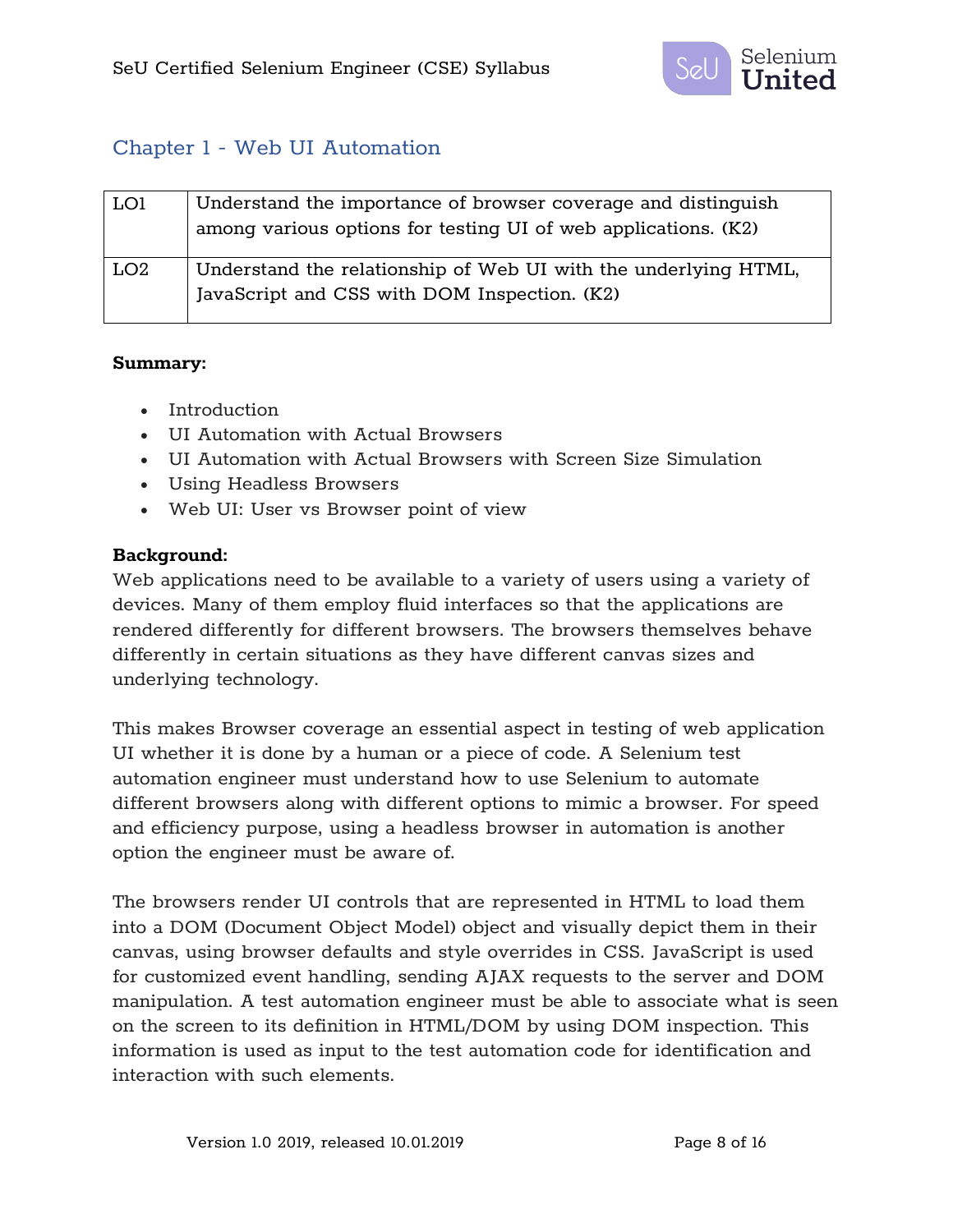## Chapter 1 - Web UI Automation

| | |
|---|---|
| LO1 | Understand the importance of browser coverage and distinguish among various options for testing UI of web applications. (K2) |
| LO2 | Understand the relationship of Web UI with the underlying HTML, JavaScript and CSS with DOM Inspection. (K2) |

**Summary:**

- Introduction
- UI Automation with Actual Browsers
- UI Automation with Actual Browsers with Screen Size Simulation
- Using Headless Browsers
- Web UI: User vs Browser point of view

**Background:**

Web applications need to be available to a variety of users using a variety of devices. Many of them employ fluid interfaces so that the applications are rendered differently for different browsers. The browsers themselves behave differently in certain situations as they have different canvas sizes and underlying technology.

This makes Browser coverage an essential aspect in testing of web application UI whether it is done by a human or a piece of code. A Selenium test automation engineer must understand how to use Selenium to automate different browsers along with different options to mimic a browser. For speed and efficiency purpose, using a headless browser in automation is another option the engineer must be aware of.

The browsers render UI controls that are represented in HTML to load them into a DOM (Document Object Model) object and visually depict them in their canvas, using browser defaults and style overrides in CSS. JavaScript is used for customized event handling, sending AJAX requests to the server and DOM manipulation. A test automation engineer must be able to associate what is seen on the screen to its definition in HTML/DOM by using DOM inspection. This information is used as input to the test automation code for identification and interaction with such elements.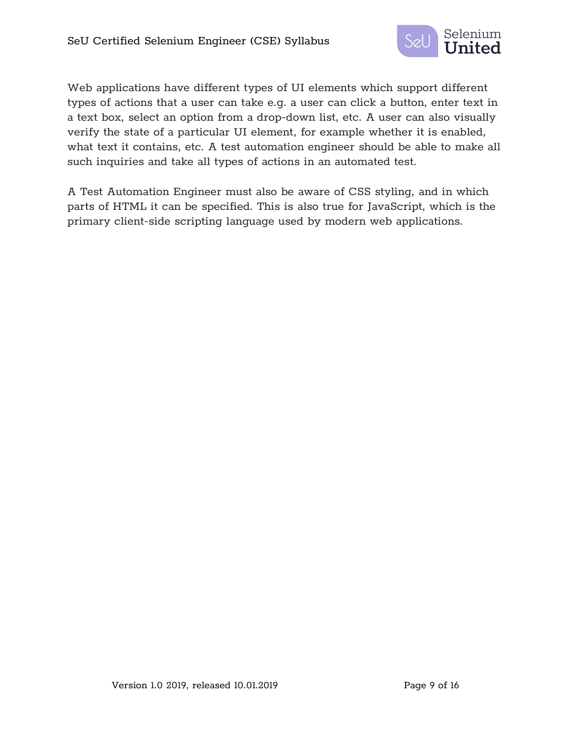Web applications have different types of UI elements which support different types of actions that a user can take e.g. a user can click a button, enter text in a text box, select an option from a drop-down list, etc. A user can also visually verify the state of a particular UI element, for example whether it is enabled, what text it contains, etc. A test automation engineer should be able to make all such inquiries and take all types of actions in an automated test.

A Test Automation Engineer must also be aware of CSS styling, and in which parts of HTML it can be specified. This is also true for JavaScript, which is the primary client-side scripting language used by modern web applications.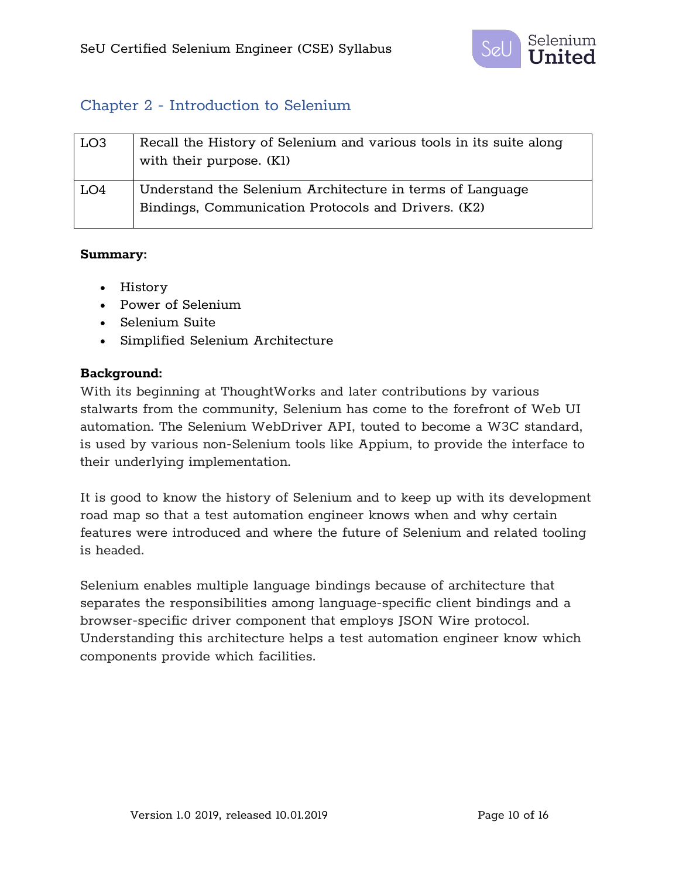## Chapter 2 - Introduction to Selenium

| | |
|---|---|
| LO3 | Recall the History of Selenium and various tools in its suite along with their purpose. (K1) |
| LO4 | Understand the Selenium Architecture in terms of Language Bindings, Communication Protocols and Drivers. (K2) |

**Summary:**

- History
- Power of Selenium
- Selenium Suite
- Simplified Selenium Architecture

**Background:**

With its beginning at ThoughtWorks and later contributions by various stalwarts from the community, Selenium has come to the forefront of Web UI automation. The Selenium WebDriver API, touted to become a W3C standard, is used by various non-Selenium tools like Appium, to provide the interface to their underlying implementation.

It is good to know the history of Selenium and to keep up with its development road map so that a test automation engineer knows when and why certain features were introduced and where the future of Selenium and related tooling is headed.

Selenium enables multiple language bindings because of architecture that separates the responsibilities among language-specific client bindings and a browser-specific driver component that employs JSON Wire protocol. Understanding this architecture helps a test automation engineer know which components provide which facilities.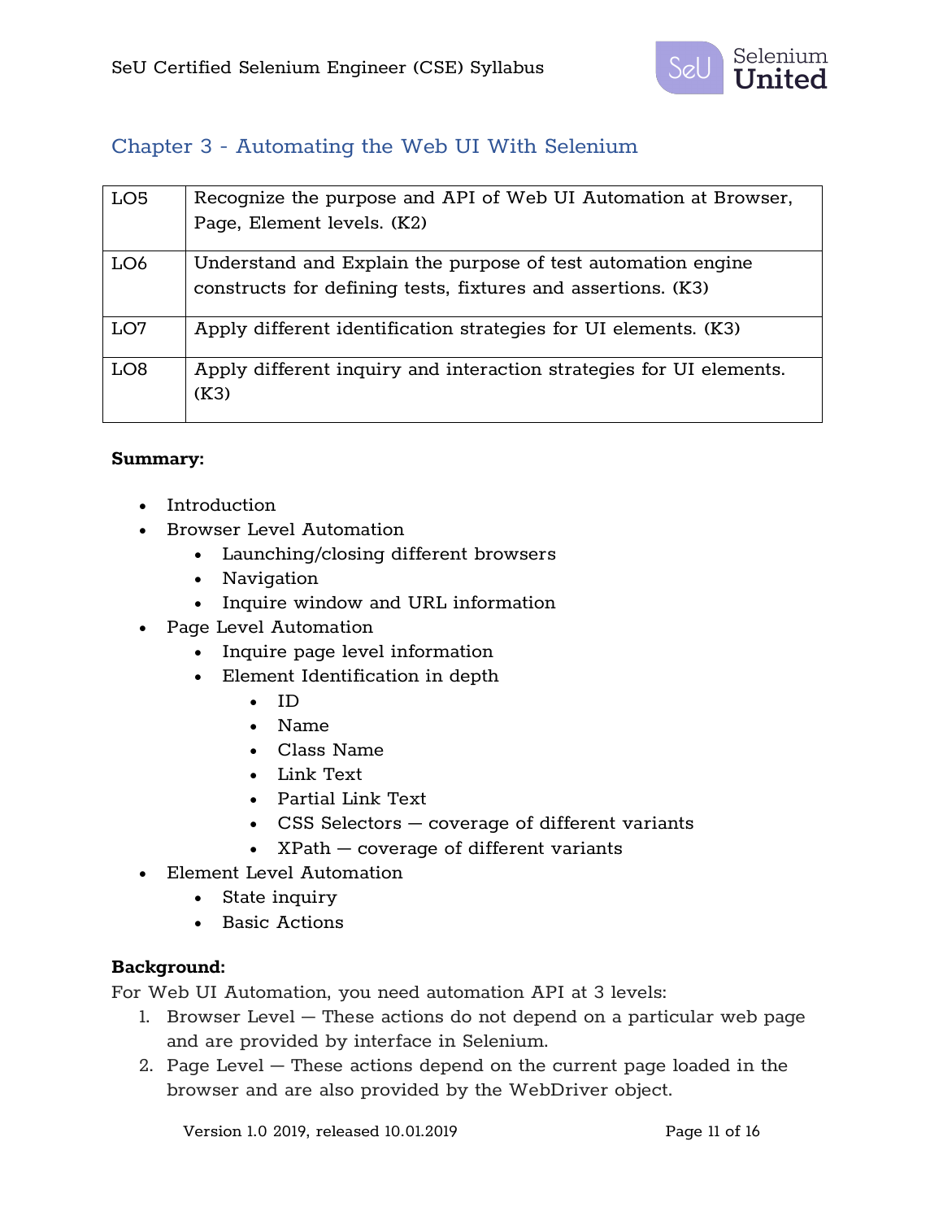## Chapter 3 - Automating the Web UI With Selenium

| | |
|---|---|
| LO5 | Recognize the purpose and API of Web UI Automation at Browser, Page, Element levels. (K2) |
| LO6 | Understand and Explain the purpose of test automation engine constructs for defining tests, fixtures and assertions. (K3) |
| LO7 | Apply different identification strategies for UI elements. (K3) |
| LO8 | Apply different inquiry and interaction strategies for UI elements. (K3) |

**Summary:**

- Introduction
- Browser Level Automation
  - Launching/closing different browsers
  - Navigation
  - Inquire window and URL information
- Page Level Automation
  - Inquire page level information
  - Element Identification in depth
    - ID
    - Name
    - Class Name
    - Link Text
    - Partial Link Text
    - CSS Selectors — coverage of different variants
    - XPath — coverage of different variants
- Element Level Automation
  - State inquiry
  - Basic Actions

**Background:**

For Web UI Automation, you need automation API at 3 levels:

1. Browser Level — These actions do not depend on a particular web page and are provided by interface in Selenium.
2. Page Level — These actions depend on the current page loaded in the browser and are also provided by the WebDriver object.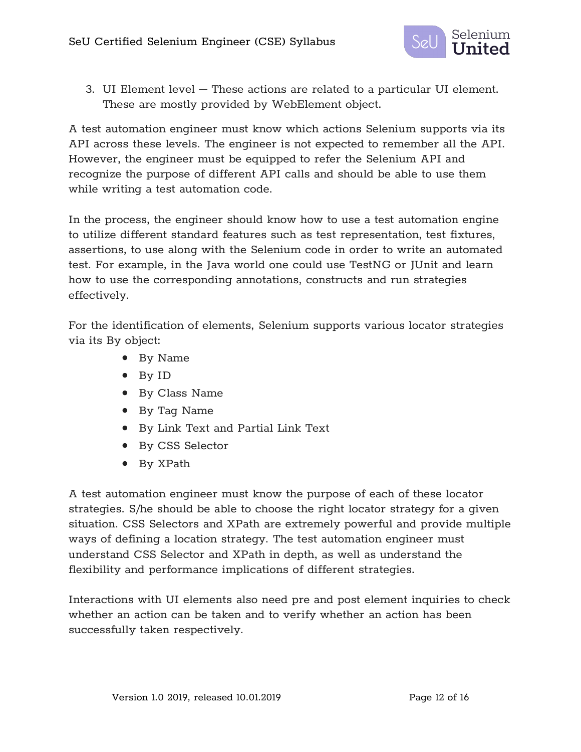3. UI Element level — These actions are related to a particular UI element. These are mostly provided by WebElement object.

A test automation engineer must know which actions Selenium supports via its API across these levels. The engineer is not expected to remember all the API. However, the engineer must be equipped to refer the Selenium API and recognize the purpose of different API calls and should be able to use them while writing a test automation code.

In the process, the engineer should know how to use a test automation engine to utilize different standard features such as test representation, test fixtures, assertions, to use along with the Selenium code in order to write an automated test. For example, in the Java world one could use TestNG or JUnit and learn how to use the corresponding annotations, constructs and run strategies effectively.

For the identification of elements, Selenium supports various locator strategies via its By object:

- By Name
- By ID
- By Class Name
- By Tag Name
- By Link Text and Partial Link Text
- By CSS Selector
- By XPath

A test automation engineer must know the purpose of each of these locator strategies. S/he should be able to choose the right locator strategy for a given situation. CSS Selectors and XPath are extremely powerful and provide multiple ways of defining a location strategy. The test automation engineer must understand CSS Selector and XPath in depth, as well as understand the flexibility and performance implications of different strategies.

Interactions with UI elements also need pre and post element inquiries to check whether an action can be taken and to verify whether an action has been successfully taken respectively.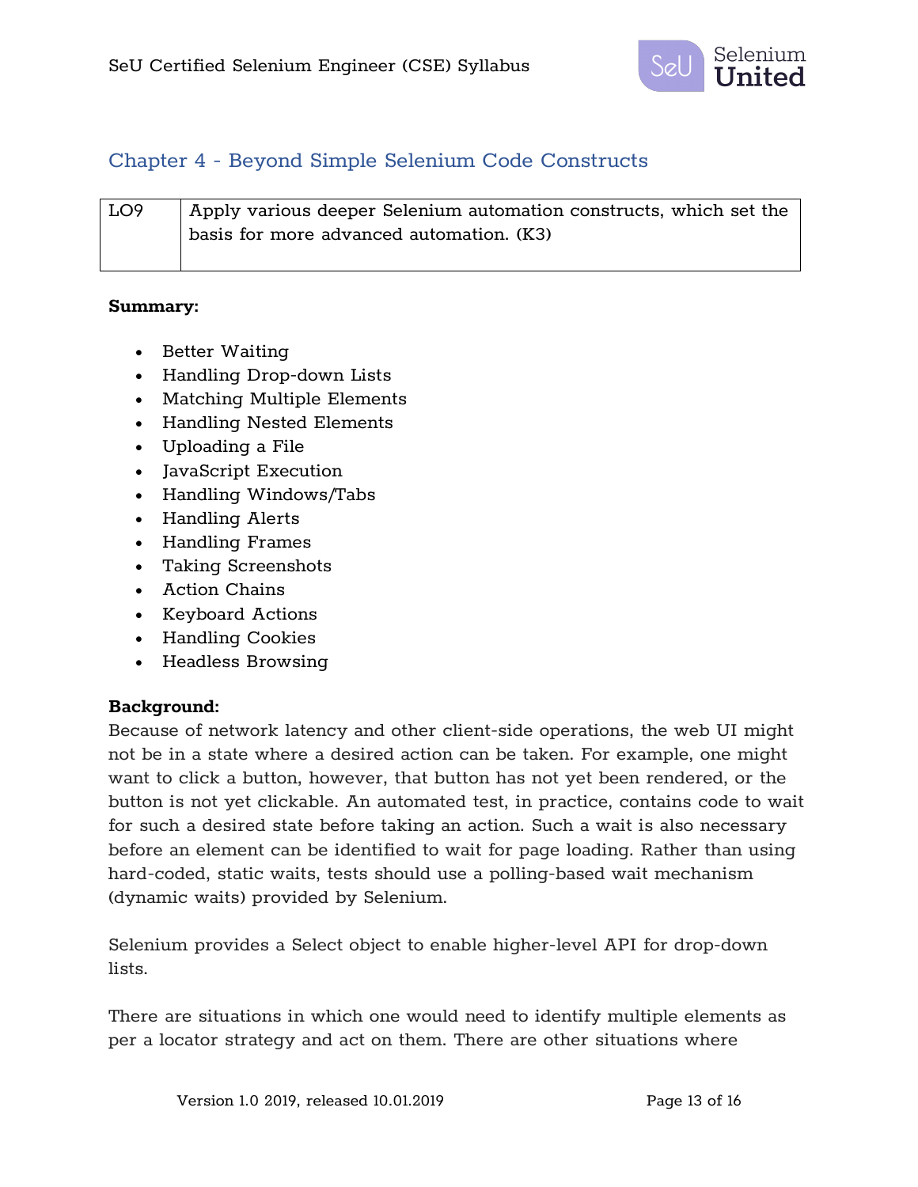## Chapter 4 - Beyond Simple Selenium Code Constructs

| LO9 | Apply various deeper Selenium automation constructs, which set the basis for more advanced automation. (K3) |
|---|---|

**Summary:**

- Better Waiting
- Handling Drop-down Lists
- Matching Multiple Elements
- Handling Nested Elements
- Uploading a File
- JavaScript Execution
- Handling Windows/Tabs
- Handling Alerts
- Handling Frames
- Taking Screenshots
- Action Chains
- Keyboard Actions
- Handling Cookies
- Headless Browsing

**Background:**
Because of network latency and other client-side operations, the web UI might not be in a state where a desired action can be taken. For example, one might want to click a button, however, that button has not yet been rendered, or the button is not yet clickable. An automated test, in practice, contains code to wait for such a desired state before taking an action. Such a wait is also necessary before an element can be identified to wait for page loading. Rather than using hard-coded, static waits, tests should use a polling-based wait mechanism (dynamic waits) provided by Selenium.

Selenium provides a Select object to enable higher-level API for drop-down lists.

There are situations in which one would need to identify multiple elements as per a locator strategy and act on them. There are other situations where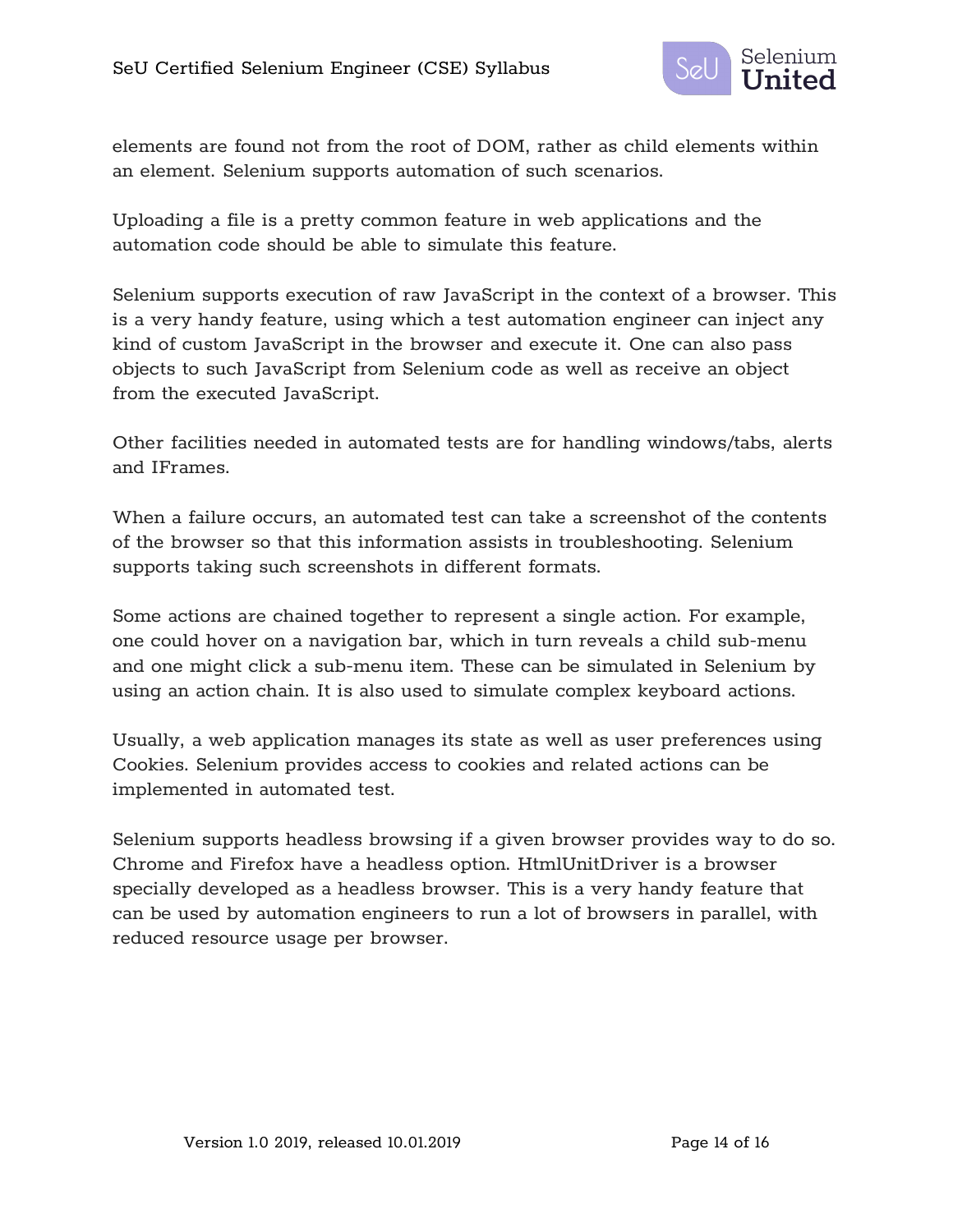elements are found not from the root of DOM, rather as child elements within an element. Selenium supports automation of such scenarios.

Uploading a file is a pretty common feature in web applications and the automation code should be able to simulate this feature.

Selenium supports execution of raw JavaScript in the context of a browser. This is a very handy feature, using which a test automation engineer can inject any kind of custom JavaScript in the browser and execute it. One can also pass objects to such JavaScript from Selenium code as well as receive an object from the executed JavaScript.

Other facilities needed in automated tests are for handling windows/tabs, alerts and IFrames.

When a failure occurs, an automated test can take a screenshot of the contents of the browser so that this information assists in troubleshooting. Selenium supports taking such screenshots in different formats.

Some actions are chained together to represent a single action. For example, one could hover on a navigation bar, which in turn reveals a child sub-menu and one might click a sub-menu item. These can be simulated in Selenium by using an action chain. It is also used to simulate complex keyboard actions.

Usually, a web application manages its state as well as user preferences using Cookies. Selenium provides access to cookies and related actions can be implemented in automated test.

Selenium supports headless browsing if a given browser provides way to do so. Chrome and Firefox have a headless option. HtmlUnitDriver is a browser specially developed as a headless browser. This is a very handy feature that can be used by automation engineers to run a lot of browsers in parallel, with reduced resource usage per browser.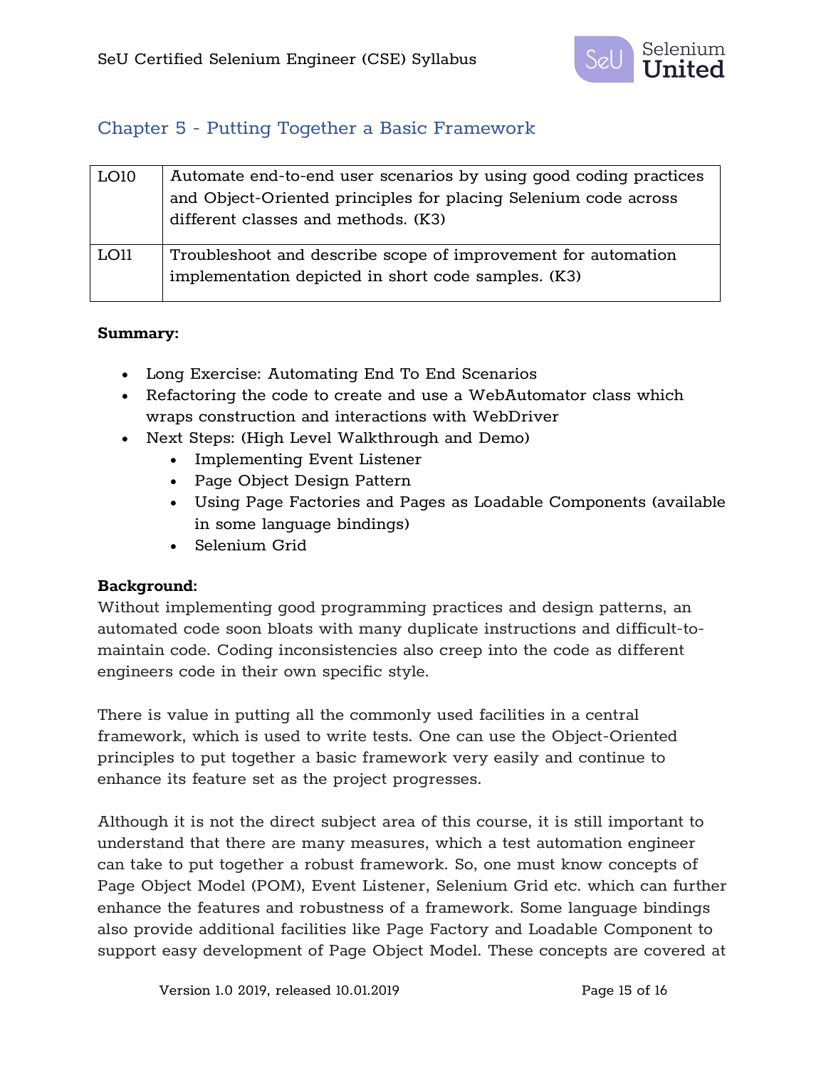## Chapter 5 - Putting Together a Basic Framework

| | |
|---|---|
| LO10 | Automate end-to-end user scenarios by using good coding practices and Object-Oriented principles for placing Selenium code across different classes and methods. (K3) |
| LO11 | Troubleshoot and describe scope of improvement for automation implementation depicted in short code samples. (K3) |

**Summary:**

- Long Exercise: Automating End To End Scenarios
- Refactoring the code to create and use a WebAutomator class which wraps construction and interactions with WebDriver
- Next Steps: (High Level Walkthrough and Demo)
  - Implementing Event Listener
  - Page Object Design Pattern
  - Using Page Factories and Pages as Loadable Components (available in some language bindings)
  - Selenium Grid

**Background:**

Without implementing good programming practices and design patterns, an automated code soon bloats with many duplicate instructions and difficult-to-maintain code. Coding inconsistencies also creep into the code as different engineers code in their own specific style.

There is value in putting all the commonly used facilities in a central framework, which is used to write tests. One can use the Object-Oriented principles to put together a basic framework very easily and continue to enhance its feature set as the project progresses.

Although it is not the direct subject area of this course, it is still important to understand that there are many measures, which a test automation engineer can take to put together a robust framework. So, one must know concepts of Page Object Model (POM), Event Listener, Selenium Grid etc. which can further enhance the features and robustness of a framework. Some language bindings also provide additional facilities like Page Factory and Loadable Component to support easy development of Page Object Model. These concepts are covered at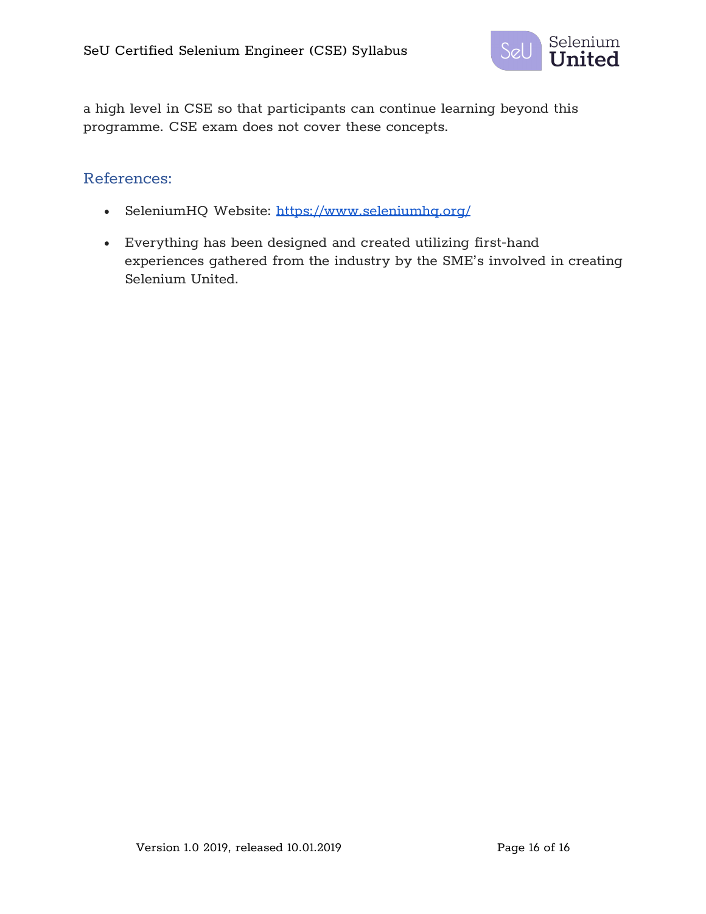a high level in CSE so that participants can continue learning beyond this programme. CSE exam does not cover these concepts.

## References:

- SeleniumHQ Website: [https://www.seleniumhq.org/](https://www.seleniumhq.org/)
- Everything has been designed and created utilizing first-hand experiences gathered from the industry by the SME's involved in creating Selenium United.